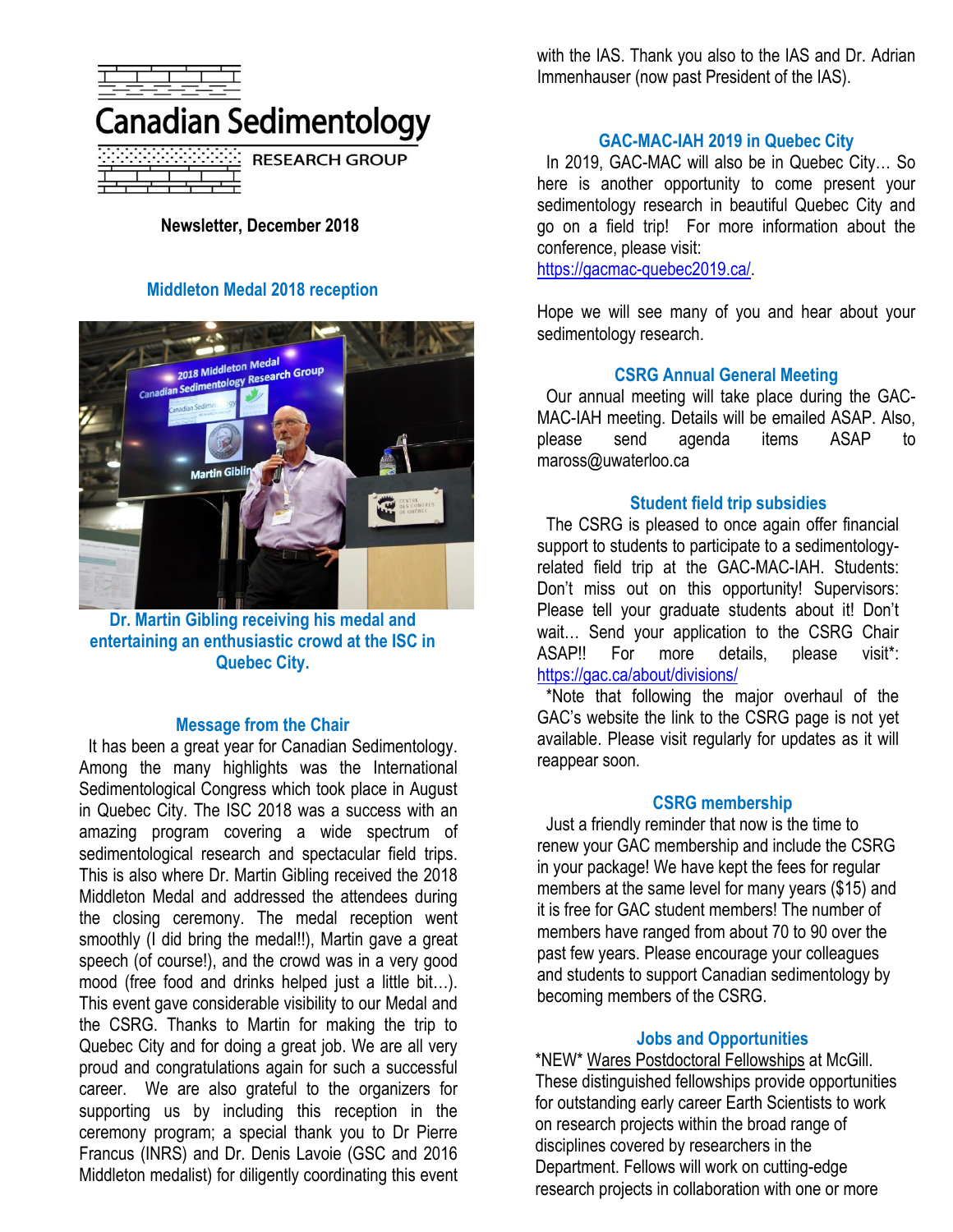# Canadian Sedimentology

RESEARCH GROUP

**Newsletter, December 2018**

## Middleton Medal 2018 reception

Dr. Martin Gibling receiving his medal and entertaining an enthusiastic crowd at the ISC in Quebec City.

## Message from the Chair

It has been a great year for Canadian Sedimentology. Among the many highlights was the International Sedimentological Congress which took place in August in Quebec City. The ISC 2018 was a success with an amazing program covering a wide spectrum of sedimentological research and spectacular field trips. This is also where Dr. Martin Gibling received the 2018 Middleton Medal and addressed the attendees during the closing ceremony. The medal reception went smoothly (I did bring the medal!!), Martin gave a great speech (of course!), and the crowd was in a very good mood (free food and drinks helped just a little bit…). This event gave considerable visibility to our Medal and the CSRG. Thanks to Martin for making the trip to Quebec City and for doing a great job. We are all very proud and congratulations again for such a successful career. We are also grateful to the organizers for supporting us by including this reception in the ceremony program; a special thank you to Dr Pierre Francus (INRS) and Dr. Denis Lavoie (GSC and 2016 Middleton medalist) for diligently coordinating this event with the IAS. Thank you also to the IAS and Dr. Adrian Immenhauser (now past President of the IAS).

## GAC-MAC-IAH 2019 in Quebec City

In 2019, GAC-MAC will also be in Quebec City… So here is another opportunity to come present your sedimentology research in beautiful Quebec City and go on a field trip! For more information about the conference, please visit: https://gacmac-quebec2019.ca/.

Hope we will see many of you and hear about your sedimentology research.

## CSRG Annual General Meeting

Our annual meeting will take place during the GAC-MAC-IAH meeting. Details will be emailed ASAP. Also, please send agenda items ASAP to maross@uwaterloo.ca

## Student field trip subsidies

The CSRG is pleased to once again offer financial support to students to participate to a sedimentology-related field trip at the GAC-MAC-IAH. Students: Don't miss out on this opportunity! Supervisors: Please tell your graduate students about it! Don't wait… Send your application to the CSRG Chair ASAP!! For more details, please visit*: https://gac.ca/about/divisions/

*Note that following the major overhaul of the GAC's website the link to the CSRG page is not yet available. Please visit regularly for updates as it will reappear soon.

## CSRG membership

Just a friendly reminder that now is the time to renew your GAC membership and include the CSRG in your package! We have kept the fees for regular members at the same level for many years ($15) and it is free for GAC student members! The number of members have ranged from about 70 to 90 over the past few years. Please encourage your colleagues and students to support Canadian sedimentology by becoming members of the CSRG.

## Jobs and Opportunities

*NEW* Wares Postdoctoral Fellowships at McGill. These distinguished fellowships provide opportunities for outstanding early career Earth Scientists to work on research projects within the broad range of disciplines covered by researchers in the Department. Fellows will work on cutting-edge research projects in collaboration with one or more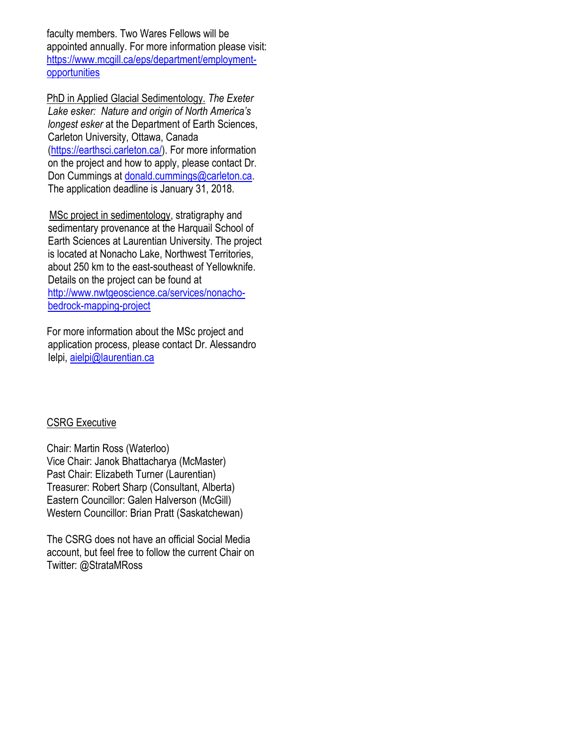faculty members. Two Wares Fellows will be appointed annually. For more information please visit: https://www.mcgill.ca/eps/department/employment-opportunities

PhD in Applied Glacial Sedimentology. *The Exeter Lake esker: Nature and origin of North America's longest esker* at the Department of Earth Sciences, Carleton University, Ottawa, Canada (https://earthsci.carleton.ca/). For more information on the project and how to apply, please contact Dr. Don Cummings at donald.cummings@carleton.ca. The application deadline is January 31, 2018.

MSc project in sedimentology, stratigraphy and sedimentary provenance at the Harquail School of Earth Sciences at Laurentian University. The project is located at Nonacho Lake, Northwest Territories, about 250 km to the east-southeast of Yellowknife. Details on the project can be found at http://www.nwtgeoscience.ca/services/nonacho-bedrock-mapping-project

For more information about the MSc project and application process, please contact Dr. Alessandro Ielpi, aielpi@laurentian.ca

## CSRG Executive

Chair: Martin Ross (Waterloo)
Vice Chair: Janok Bhattacharya (McMaster)
Past Chair: Elizabeth Turner (Laurentian)
Treasurer: Robert Sharp (Consultant, Alberta)
Eastern Councillor: Galen Halverson (McGill)
Western Councillor: Brian Pratt (Saskatchewan)

The CSRG does not have an official Social Media account, but feel free to follow the current Chair on Twitter: @StrataMRoss